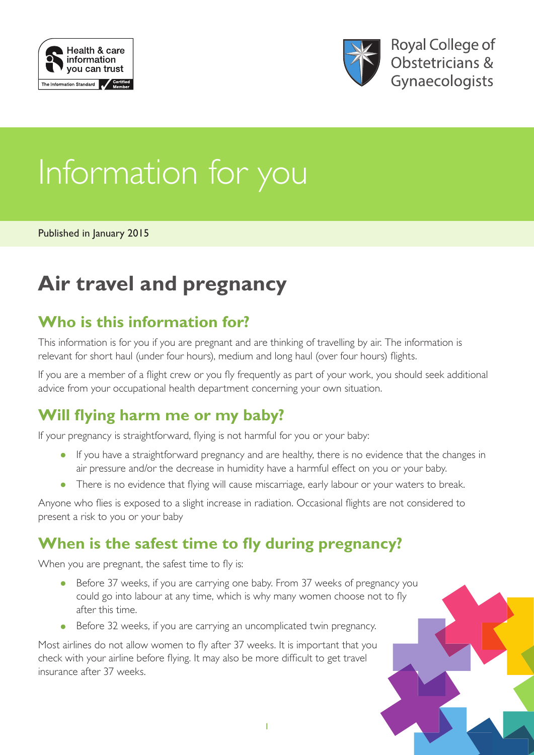Health & care information you can trust

The Information Standard Certified Member

Royal College of Obstetricians & Gynaecologists

# Information for you

Published in January 2015

# Air travel and pregnancy

## Who is this information for?

This information is for you if you are pregnant and are thinking of travelling by air. The information is relevant for short haul (under four hours), medium and long haul (over four hours) flights.

If you are a member of a flight crew or you fly frequently as part of your work, you should seek additional advice from your occupational health department concerning your own situation.

## Will flying harm me or my baby?

If your pregnancy is straightforward, flying is not harmful for you or your baby:

- If you have a straightforward pregnancy and are healthy, there is no evidence that the changes in air pressure and/or the decrease in humidity have a harmful effect on you or your baby.
- There is no evidence that flying will cause miscarriage, early labour or your waters to break.

Anyone who flies is exposed to a slight increase in radiation. Occasional flights are not considered to present a risk to you or your baby

## When is the safest time to fly during pregnancy?

When you are pregnant, the safest time to fly is:

- Before 37 weeks, if you are carrying one baby. From 37 weeks of pregnancy you could go into labour at any time, which is why many women choose not to fly after this time.
- Before 32 weeks, if you are carrying an uncomplicated twin pregnancy.

Most airlines do not allow women to fly after 37 weeks. It is important that you check with your airline before flying. It may also be more difficult to get travel insurance after 37 weeks.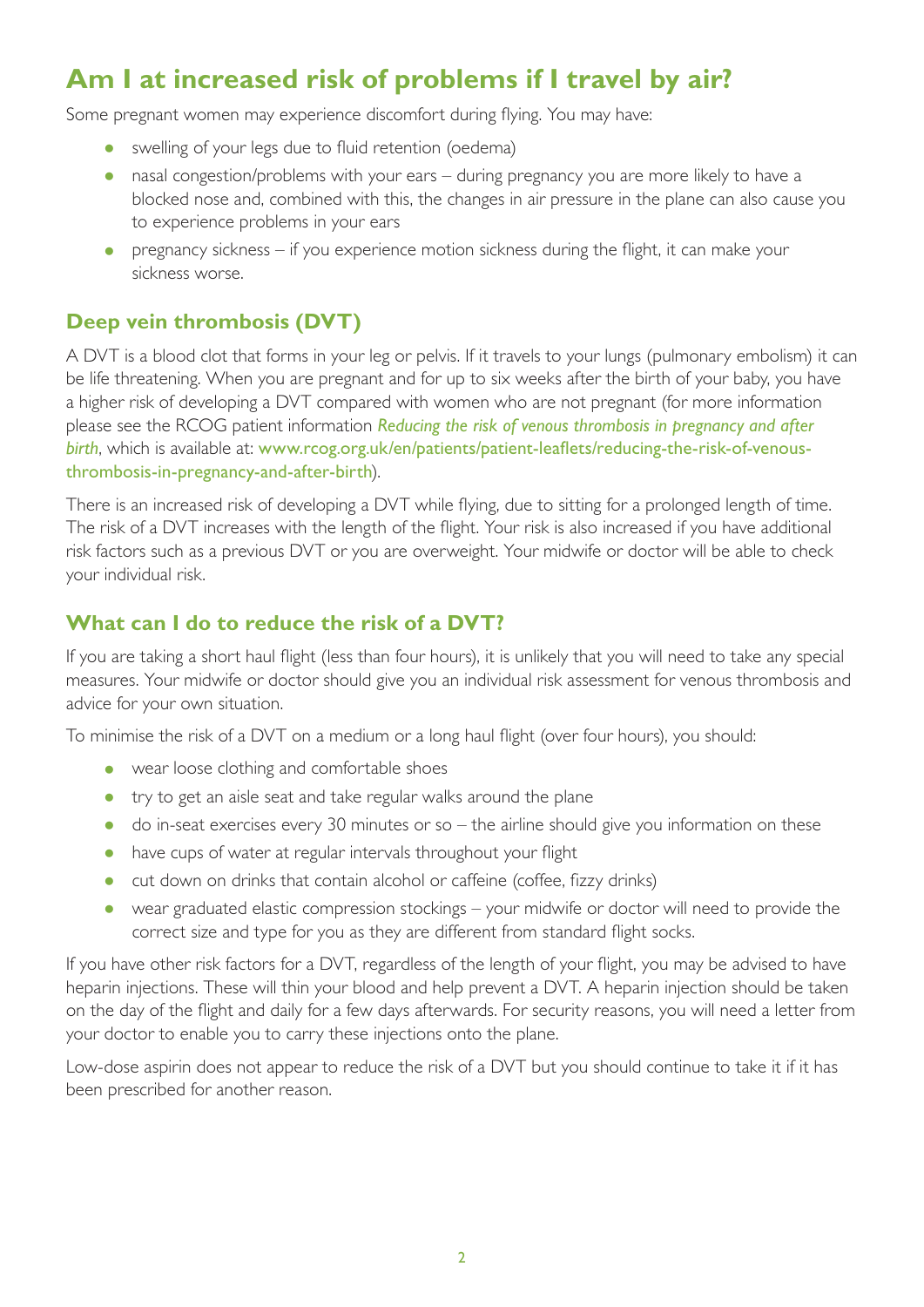# Am I at increased risk of problems if I travel by air?

Some pregnant women may experience discomfort during flying. You may have:

- swelling of your legs due to fluid retention (oedema)
- nasal congestion/problems with your ears – during pregnancy you are more likely to have a blocked nose and, combined with this, the changes in air pressure in the plane can also cause you to experience problems in your ears
- pregnancy sickness – if you experience motion sickness during the flight, it can make your sickness worse.

## Deep vein thrombosis (DVT)

A DVT is a blood clot that forms in your leg or pelvis. If it travels to your lungs (pulmonary embolism) it can be life threatening. When you are pregnant and for up to six weeks after the birth of your baby, you have a higher risk of developing a DVT compared with women who are not pregnant (for more information please see the RCOG patient information *Reducing the risk of venous thrombosis in pregnancy and after birth*, which is available at: www.rcog.org.uk/en/patients/patient-leaflets/reducing-the-risk-of-venous-thrombosis-in-pregnancy-and-after-birth).

There is an increased risk of developing a DVT while flying, due to sitting for a prolonged length of time. The risk of a DVT increases with the length of the flight. Your risk is also increased if you have additional risk factors such as a previous DVT or you are overweight. Your midwife or doctor will be able to check your individual risk.

## What can I do to reduce the risk of a DVT?

If you are taking a short haul flight (less than four hours), it is unlikely that you will need to take any special measures. Your midwife or doctor should give you an individual risk assessment for venous thrombosis and advice for your own situation.

To minimise the risk of a DVT on a medium or a long haul flight (over four hours), you should:

- wear loose clothing and comfortable shoes
- try to get an aisle seat and take regular walks around the plane
- do in-seat exercises every 30 minutes or so – the airline should give you information on these
- have cups of water at regular intervals throughout your flight
- cut down on drinks that contain alcohol or caffeine (coffee, fizzy drinks)
- wear graduated elastic compression stockings – your midwife or doctor will need to provide the correct size and type for you as they are different from standard flight socks.

If you have other risk factors for a DVT, regardless of the length of your flight, you may be advised to have heparin injections. These will thin your blood and help prevent a DVT. A heparin injection should be taken on the day of the flight and daily for a few days afterwards. For security reasons, you will need a letter from your doctor to enable you to carry these injections onto the plane.

Low-dose aspirin does not appear to reduce the risk of a DVT but you should continue to take it if it has been prescribed for another reason.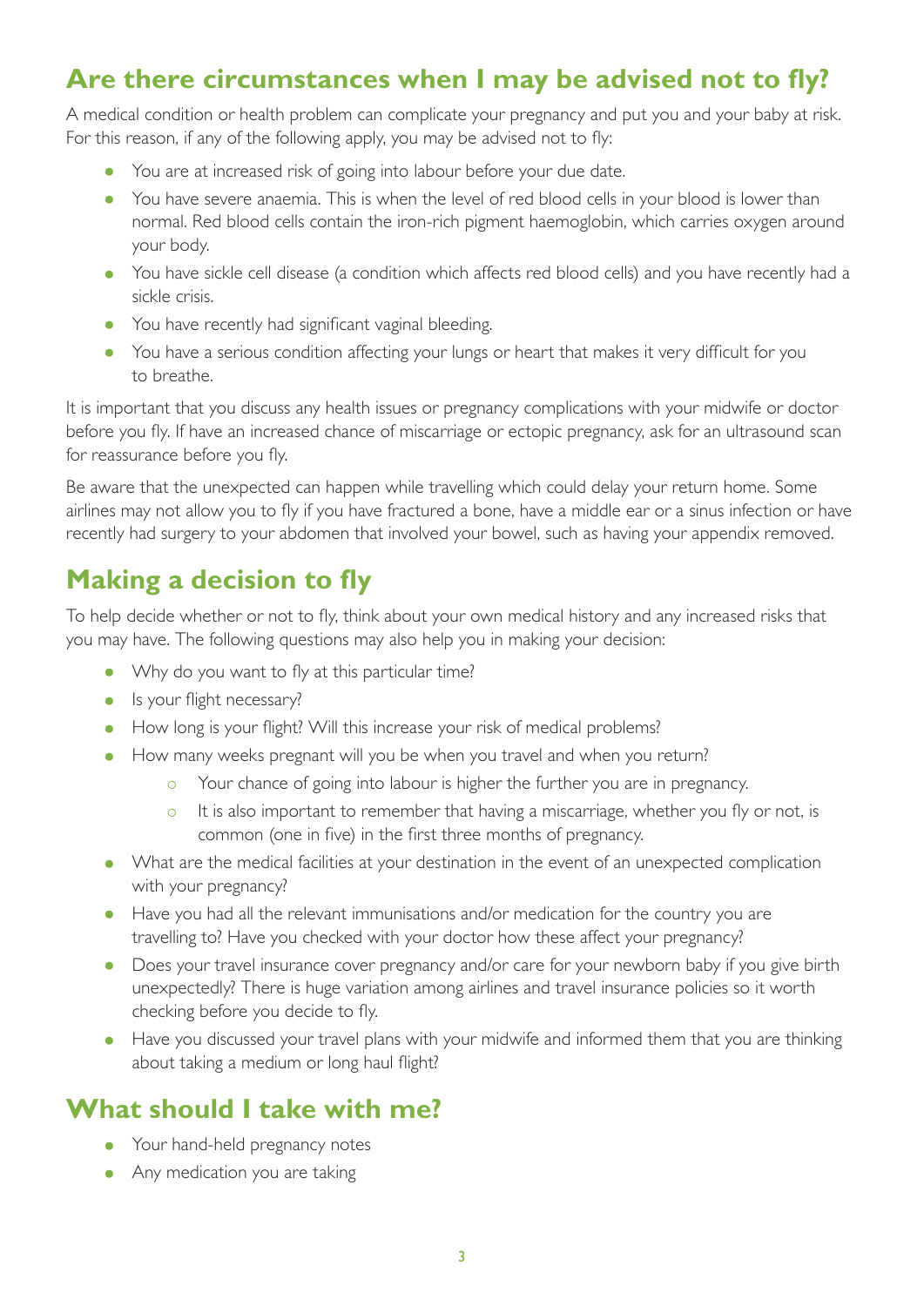## Are there circumstances when I may be advised not to fly?

A medical condition or health problem can complicate your pregnancy and put you and your baby at risk. For this reason, if any of the following apply, you may be advised not to fly:

- You are at increased risk of going into labour before your due date.
- You have severe anaemia. This is when the level of red blood cells in your blood is lower than normal. Red blood cells contain the iron-rich pigment haemoglobin, which carries oxygen around your body.
- You have sickle cell disease (a condition which affects red blood cells) and you have recently had a sickle crisis.
- You have recently had significant vaginal bleeding.
- You have a serious condition affecting your lungs or heart that makes it very difficult for you to breathe.

It is important that you discuss any health issues or pregnancy complications with your midwife or doctor before you fly. If have an increased chance of miscarriage or ectopic pregnancy, ask for an ultrasound scan for reassurance before you fly.

Be aware that the unexpected can happen while travelling which could delay your return home. Some airlines may not allow you to fly if you have fractured a bone, have a middle ear or a sinus infection or have recently had surgery to your abdomen that involved your bowel, such as having your appendix removed.

## Making a decision to fly

To help decide whether or not to fly, think about your own medical history and any increased risks that you may have. The following questions may also help you in making your decision:

- Why do you want to fly at this particular time?
- Is your flight necessary?
- How long is your flight? Will this increase your risk of medical problems?
- How many weeks pregnant will you be when you travel and when you return?
    - Your chance of going into labour is higher the further you are in pregnancy.
    - It is also important to remember that having a miscarriage, whether you fly or not, is common (one in five) in the first three months of pregnancy.
- What are the medical facilities at your destination in the event of an unexpected complication with your pregnancy?
- Have you had all the relevant immunisations and/or medication for the country you are travelling to? Have you checked with your doctor how these affect your pregnancy?
- Does your travel insurance cover pregnancy and/or care for your newborn baby if you give birth unexpectedly? There is huge variation among airlines and travel insurance policies so it worth checking before you decide to fly.
- Have you discussed your travel plans with your midwife and informed them that you are thinking about taking a medium or long haul flight?

## What should I take with me?

- Your hand-held pregnancy notes
- Any medication you are taking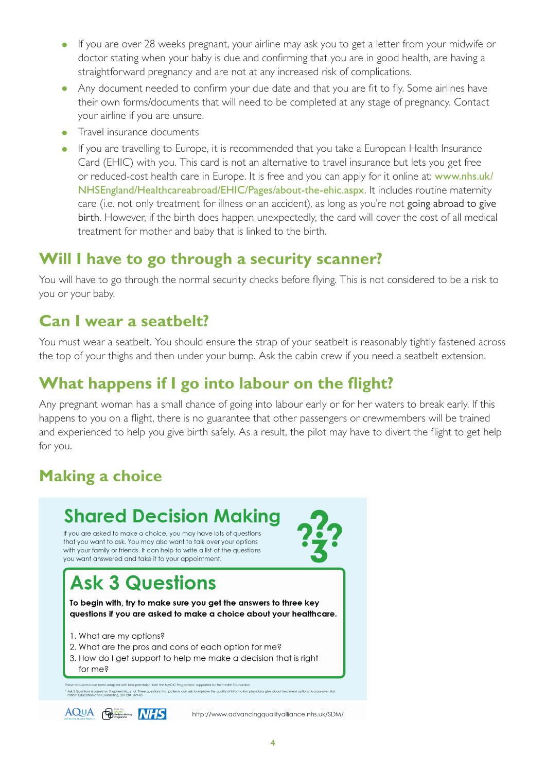- If you are over 28 weeks pregnant, your airline may ask you to get a letter from your midwife or doctor stating when your baby is due and confirming that you are in good health, are having a straightforward pregnancy and are not at any increased risk of complications.
- Any document needed to confirm your due date and that you are fit to fly. Some airlines have their own forms/documents that will need to be completed at any stage of pregnancy. Contact your airline if you are unsure.
- Travel insurance documents
- If you are travelling to Europe, it is recommended that you take a European Health Insurance Card (EHIC) with you. This card is not an alternative to travel insurance but lets you get free or reduced-cost health care in Europe. It is free and you can apply for it online at: www.nhs.uk/NHSEngland/Healthcareabroad/EHIC/Pages/about-the-ehic.aspx. It includes routine maternity care (i.e. not only treatment for illness or an accident), as long as you're not going abroad to give birth. However, if the birth does happen unexpectedly, the card will cover the cost of all medical treatment for mother and baby that is linked to the birth.

## Will I have to go through a security scanner?

You will have to go through the normal security checks before flying. This is not considered to be a risk to you or your baby.

## Can I wear a seatbelt?

You must wear a seatbelt. You should ensure the strap of your seatbelt is reasonably tightly fastened across the top of your thighs and then under your bump. Ask the cabin crew if you need a seatbelt extension.

## What happens if I go into labour on the flight?

Any pregnant woman has a small chance of going into labour early or for her waters to break early. If this happens to you on a flight, there is no guarantee that other passengers or crewmembers will be trained and experienced to help you give birth safely. As a result, the pilot may have to divert the flight to get help for you.

## Making a choice

### Shared Decision Making

If you are asked to make a choice, you may have lots of questions that you want to ask. You may also want to talk over your options with your family or friends. It can help to write a list of the questions you want answered and take it to your appointment.

### Ask 3 Questions

**To begin with, try to make sure you get the answers to three key questions if you are asked to make a choice about your healthcare.**

1. What are my options?
2. What are the pros and cons of each option for me?
3. How do I get support to help me make a decision that is right for me?

These resources have been adapted with kind permission from the MAGIC Programme, supported by the Health Foundation

* Ask 3 Questions is based on Shepherd HL, et al. Three questions that patients can ask to improve the quality of information physicians give about treatment options: A cross-over trial. Patient Education and Counselling, 2011;84: 379-85

AQuA Shared Decision Making Programme NHS

http://www.advancingqualityalliance.nhs.uk/SDM/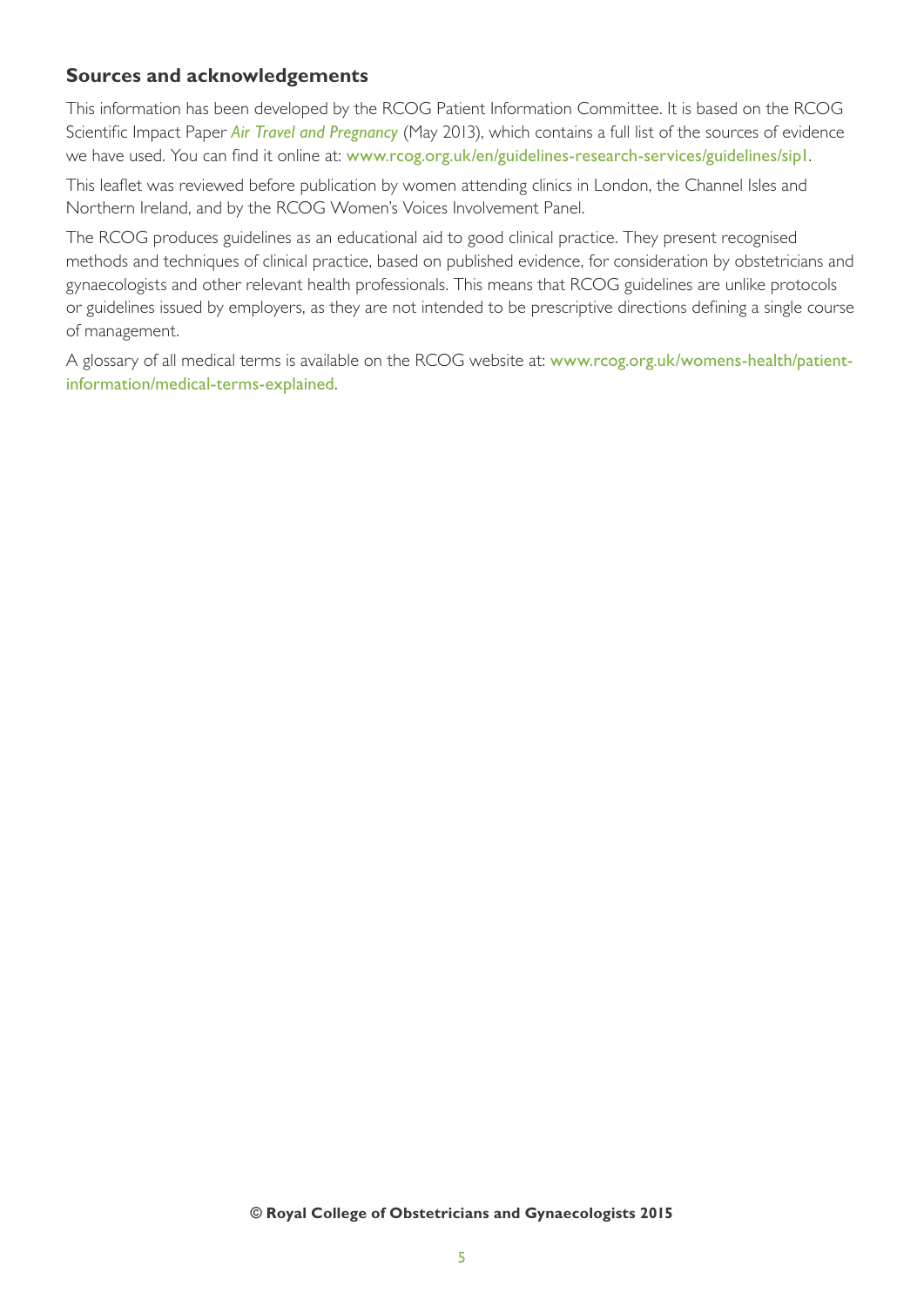## Sources and acknowledgements

This information has been developed by the RCOG Patient Information Committee. It is based on the RCOG Scientific Impact Paper *Air Travel and Pregnancy* (May 2013), which contains a full list of the sources of evidence we have used. You can find it online at: www.rcog.org.uk/en/guidelines-research-services/guidelines/sip1.

This leaflet was reviewed before publication by women attending clinics in London, the Channel Isles and Northern Ireland, and by the RCOG Women's Voices Involvement Panel.

The RCOG produces guidelines as an educational aid to good clinical practice. They present recognised methods and techniques of clinical practice, based on published evidence, for consideration by obstetricians and gynaecologists and other relevant health professionals. This means that RCOG guidelines are unlike protocols or guidelines issued by employers, as they are not intended to be prescriptive directions defining a single course of management.

A glossary of all medical terms is available on the RCOG website at: www.rcog.org.uk/womens-health/patient-information/medical-terms-explained.

**© Royal College of Obstetricians and Gynaecologists 2015**